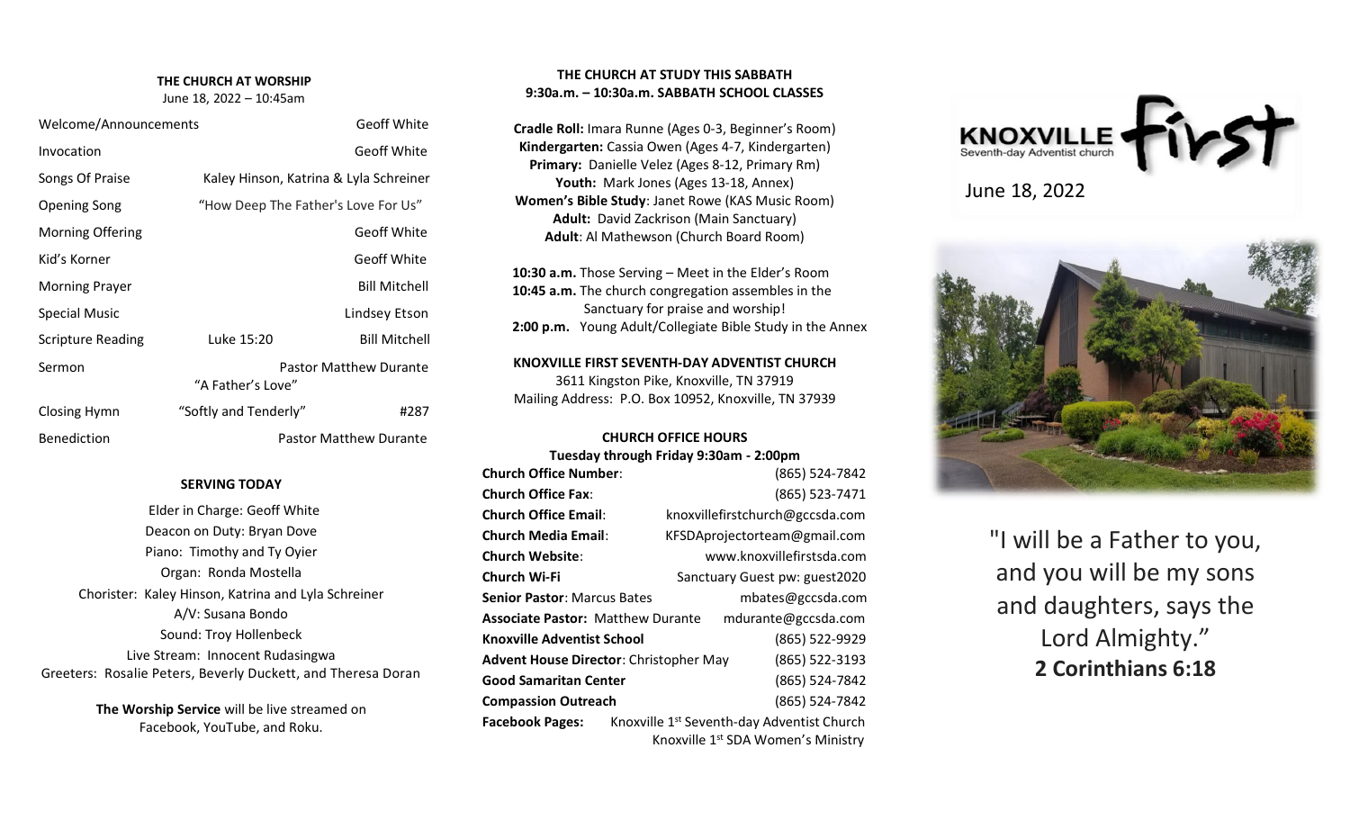# THE CHURCH AT WORSHIP

June 18, 2022 – 10:45am

| | | |
|---|---|---|
| Welcome/Announcements | | Geoff White |
| Invocation | | Geoff White |
| Songs Of Praise | | Kaley Hinson, Katrina & Lyla Schreiner |
| Opening Song | | "How Deep The Father's Love For Us" |
| Morning Offering | | Geoff White |
| Kid's Korner | | Geoff White |
| Morning Prayer | | Bill Mitchell |
| Special Music | | Lindsey Etson |
| Scripture Reading | Luke 15:20 | Bill Mitchell |
| Sermon | "A Father's Love" | Pastor Matthew Durante |
| Closing Hymn | "Softly and Tenderly" | #287 |
| Benediction | | Pastor Matthew Durante |

## SERVING TODAY

Elder in Charge: Geoff White
Deacon on Duty: Bryan Dove
Piano: Timothy and Ty Oyier
Organ: Ronda Mostella
Chorister: Kaley Hinson, Katrina and Lyla Schreiner
A/V: Susana Bondo
Sound: Troy Hollenbeck
Live Stream: Innocent Rudasingwa
Greeters: Rosalie Peters, Beverly Duckett, and Theresa Doran

**The Worship Service** will be live streamed on Facebook, YouTube, and Roku.

## THE CHURCH AT STUDY THIS SABBATH
## 9:30a.m. – 10:30a.m. SABBATH SCHOOL CLASSES

**Cradle Roll:** Imara Runne (Ages 0-3, Beginner's Room)
**Kindergarten:** Cassia Owen (Ages 4-7, Kindergarten)
**Primary:** Danielle Velez (Ages 8-12, Primary Rm)
**Youth:** Mark Jones (Ages 13-18, Annex)
**Women's Bible Study**: Janet Rowe (KAS Music Room)
**Adult:** David Zackrison (Main Sanctuary)
**Adult**: Al Mathewson (Church Board Room)

**10:30 a.m.** Those Serving – Meet in the Elder's Room
**10:45 a.m.** The church congregation assembles in the Sanctuary for praise and worship!
**2:00 p.m.** Young Adult/Collegiate Bible Study in the Annex

**KNOXVILLE FIRST SEVENTH-DAY ADVENTIST CHURCH**
3611 Kingston Pike, Knoxville, TN 37919
Mailing Address: P.O. Box 10952, Knoxville, TN 37939

## CHURCH OFFICE HOURS
**Tuesday through Friday 9:30am - 2:00pm**

| | |
|---|---|
| **Church Office Number**: | (865) 524-7842 |
| **Church Office Fax**: | (865) 523-7471 |
| **Church Office Email**: | knoxvillefirstchurch@gccsda.com |
| **Church Media Email**: | KFSDAprojectorteam@gmail.com |
| **Church Website**: | www.knoxvillefirstsda.com |
| **Church Wi-Fi** | Sanctuary Guest pw: guest2020 |
| **Senior Pastor**: Marcus Bates | mbates@gccsda.com |
| **Associate Pastor:** Matthew Durante | mdurante@gccsda.com |
| **Knoxville Adventist School** | (865) 522-9929 |
| **Advent House Director**: Christopher May | (865) 522-3193 |
| **Good Samaritan Center** | (865) 524-7842 |
| **Compassion Outreach** | (865) 524-7842 |
| **Facebook Pages:** | Knoxville 1st Seventh-day Adventist Church<br>Knoxville 1st SDA Women's Ministry |

KNOXVILLE first
Seventh-day Adventist church

June 18, 2022

"I will be a Father to you, and you will be my sons and daughters, says the Lord Almighty."
**2 Corinthians 6:18**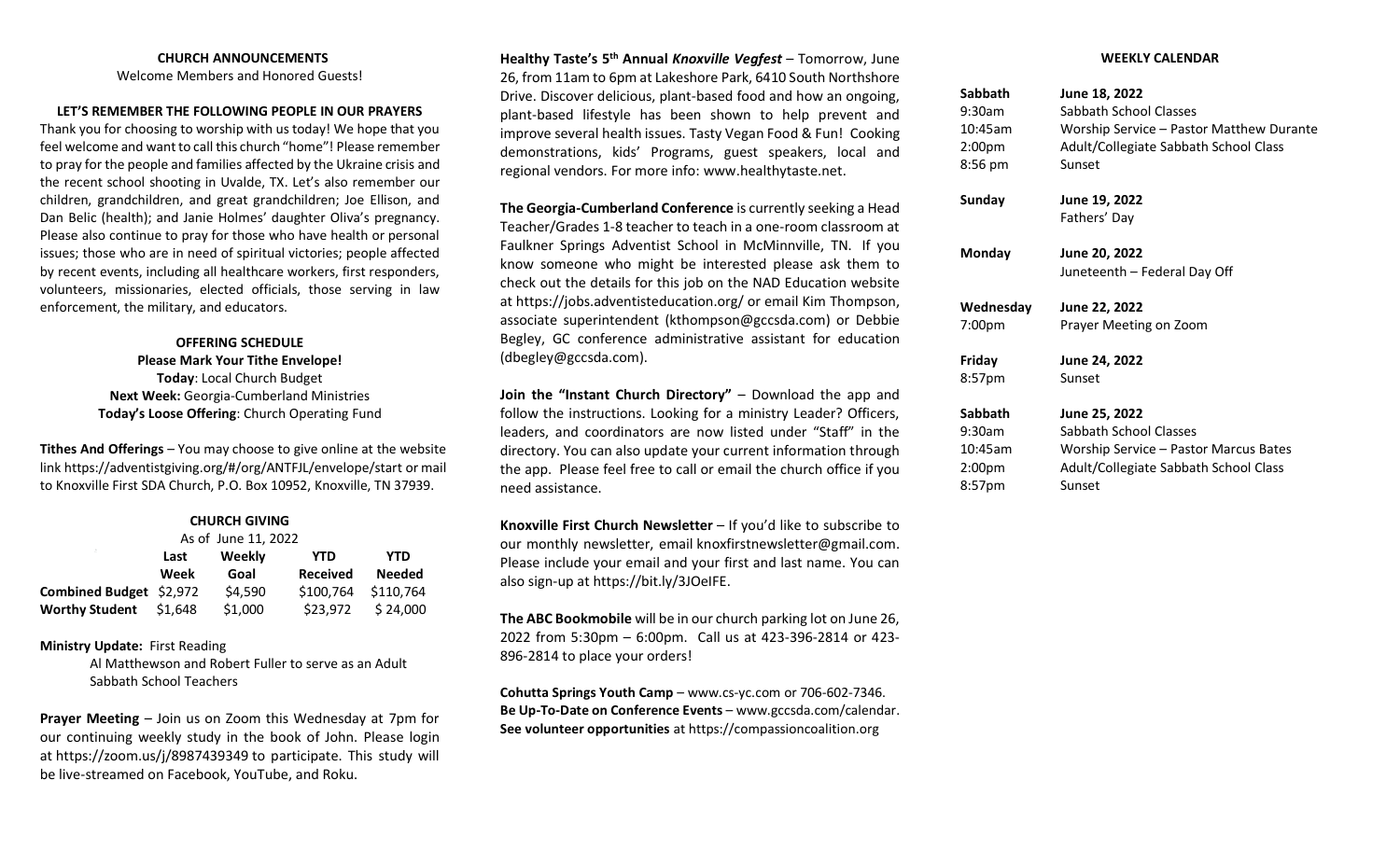**CHURCH ANNOUNCEMENTS**

Welcome Members and Honored Guests!

**LET'S REMEMBER THE FOLLOWING PEOPLE IN OUR PRAYERS**

Thank you for choosing to worship with us today! We hope that you feel welcome and want to call this church "home"! Please remember to pray for the people and families affected by the Ukraine crisis and the recent school shooting in Uvalde, TX. Let's also remember our children, grandchildren, and great grandchildren; Joe Ellison, and Dan Belic (health); and Janie Holmes' daughter Oliva's pregnancy. Please also continue to pray for those who have health or personal issues; those who are in need of spiritual victories; people affected by recent events, including all healthcare workers, first responders, volunteers, missionaries, elected officials, those serving in law enforcement, the military, and educators.

**OFFERING SCHEDULE**

**Please Mark Your Tithe Envelope!**

**Today**: Local Church Budget

**Next Week:** Georgia-Cumberland Ministries

**Today's Loose Offering**: Church Operating Fund

**Tithes And Offerings** – You may choose to give online at the website link https://adventistgiving.org/#/org/ANTFJL/envelope/start or mail to Knoxville First SDA Church, P.O. Box 10952, Knoxville, TN 37939.

**CHURCH GIVING**

As of June 11, 2022

| | Last Week | Weekly Goal | YTD Received | YTD Needed |
|---|---|---|---|---|
| **Combined Budget** | $2,972 | $4,590 | $100,764 | $110,764 |
| **Worthy Student** | $1,648 | $1,000 | $23,972 | $ 24,000 |

**Ministry Update:** First Reading

Al Matthewson and Robert Fuller to serve as an Adult Sabbath School Teachers

**Prayer Meeting** – Join us on Zoom this Wednesday at 7pm for our continuing weekly study in the book of John. Please login at https://zoom.us/j/8987439349 to participate. This study will be live-streamed on Facebook, YouTube, and Roku.

**Healthy Taste's 5th Annual *Knoxville Vegfest*** – Tomorrow, June 26, from 11am to 6pm at Lakeshore Park, 6410 South Northshore Drive. Discover delicious, plant-based food and how an ongoing, plant-based lifestyle has been shown to help prevent and improve several health issues. Tasty Vegan Food & Fun! Cooking demonstrations, kids' Programs, guest speakers, local and regional vendors. For more info: www.healthytaste.net.

**The Georgia-Cumberland Conference** is currently seeking a Head Teacher/Grades 1-8 teacher to teach in a one-room classroom at Faulkner Springs Adventist School in McMinnville, TN. If you know someone who might be interested please ask them to check out the details for this job on the NAD Education website at https://jobs.adventisteducation.org/ or email Kim Thompson, associate superintendent (kthompson@gccsda.com) or Debbie Begley, GC conference administrative assistant for education (dbegley@gccsda.com).

**Join the "Instant Church Directory"** – Download the app and follow the instructions. Looking for a ministry Leader? Officers, leaders, and coordinators are now listed under "Staff" in the directory. You can also update your current information through the app. Please feel free to call or email the church office if you need assistance.

**Knoxville First Church Newsletter** – If you'd like to subscribe to our monthly newsletter, email knoxfirstnewsletter@gmail.com. Please include your email and your first and last name. You can also sign-up at https://bit.ly/3JOeIFE.

**The ABC Bookmobile** will be in our church parking lot on June 26, 2022 from 5:30pm – 6:00pm. Call us at 423-396-2814 or 423-896-2814 to place your orders!

**Cohutta Springs Youth Camp** – www.cs-yc.com or 706-602-7346.
**Be Up-To-Date on Conference Events** – www.gccsda.com/calendar.
**See volunteer opportunities** at https://compassioncoalition.org

**WEEKLY CALENDAR**

| | |
|---|---|
| **Sabbath** | **June 18, 2022** |
| 9:30am | Sabbath School Classes |
| 10:45am | Worship Service – Pastor Matthew Durante |
| 2:00pm | Adult/Collegiate Sabbath School Class |
| 8:56 pm | Sunset |
| **Sunday** | **June 19, 2022** |
| | Fathers' Day |
| **Monday** | **June 20, 2022** |
| | Juneteenth – Federal Day Off |
| **Wednesday** | **June 22, 2022** |
| 7:00pm | Prayer Meeting on Zoom |
| **Friday** | **June 24, 2022** |
| 8:57pm | Sunset |
| **Sabbath** | **June 25, 2022** |
| 9:30am | Sabbath School Classes |
| 10:45am | Worship Service – Pastor Marcus Bates |
| 2:00pm | Adult/Collegiate Sabbath School Class |
| 8:57pm | Sunset |